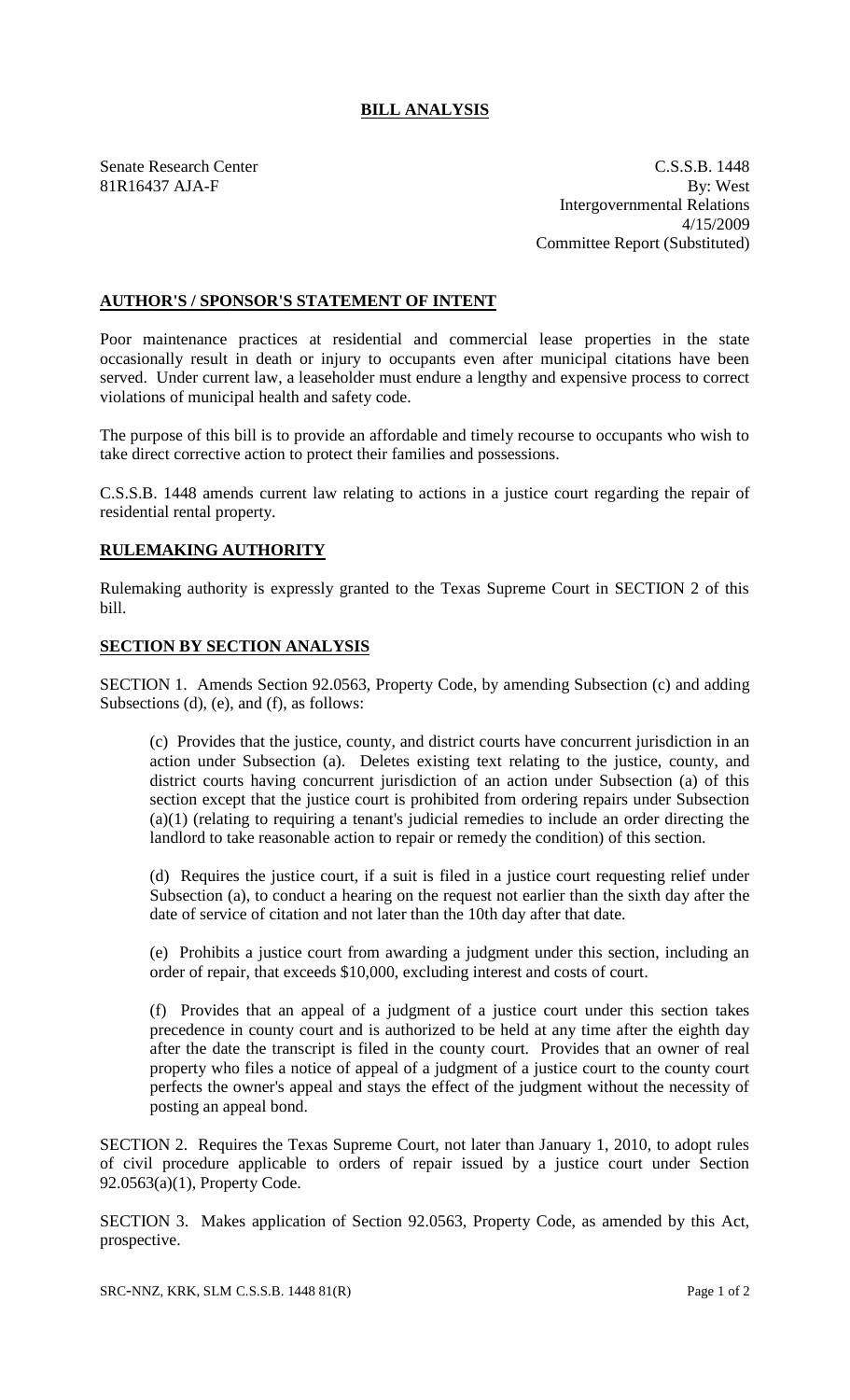# BILL ANALYSIS

Senate Research Center
81R16437 AJA-F

C.S.S.B. 1448
By: West
Intergovernmental Relations
4/15/2009
Committee Report (Substituted)

## AUTHOR'S / SPONSOR'S STATEMENT OF INTENT

Poor maintenance practices at residential and commercial lease properties in the state occasionally result in death or injury to occupants even after municipal citations have been served. Under current law, a leaseholder must endure a lengthy and expensive process to correct violations of municipal health and safety code.

The purpose of this bill is to provide an affordable and timely recourse to occupants who wish to take direct corrective action to protect their families and possessions.

C.S.S.B. 1448 amends current law relating to actions in a justice court regarding the repair of residential rental property.

## RULEMAKING AUTHORITY

Rulemaking authority is expressly granted to the Texas Supreme Court in SECTION 2 of this bill.

## SECTION BY SECTION ANALYSIS

SECTION 1. Amends Section 92.0563, Property Code, by amending Subsection (c) and adding Subsections (d), (e), and (f), as follows:

(c) Provides that the justice, county, and district courts have concurrent jurisdiction in an action under Subsection (a). Deletes existing text relating to the justice, county, and district courts having concurrent jurisdiction of an action under Subsection (a) of this section except that the justice court is prohibited from ordering repairs under Subsection (a)(1) (relating to requiring a tenant's judicial remedies to include an order directing the landlord to take reasonable action to repair or remedy the condition) of this section.

(d) Requires the justice court, if a suit is filed in a justice court requesting relief under Subsection (a), to conduct a hearing on the request not earlier than the sixth day after the date of service of citation and not later than the 10th day after that date.

(e) Prohibits a justice court from awarding a judgment under this section, including an order of repair, that exceeds $10,000, excluding interest and costs of court.

(f) Provides that an appeal of a judgment of a justice court under this section takes precedence in county court and is authorized to be held at any time after the eighth day after the date the transcript is filed in the county court. Provides that an owner of real property who files a notice of appeal of a judgment of a justice court to the county court perfects the owner's appeal and stays the effect of the judgment without the necessity of posting an appeal bond.

SECTION 2. Requires the Texas Supreme Court, not later than January 1, 2010, to adopt rules of civil procedure applicable to orders of repair issued by a justice court under Section 92.0563(a)(1), Property Code.

SECTION 3. Makes application of Section 92.0563, Property Code, as amended by this Act, prospective.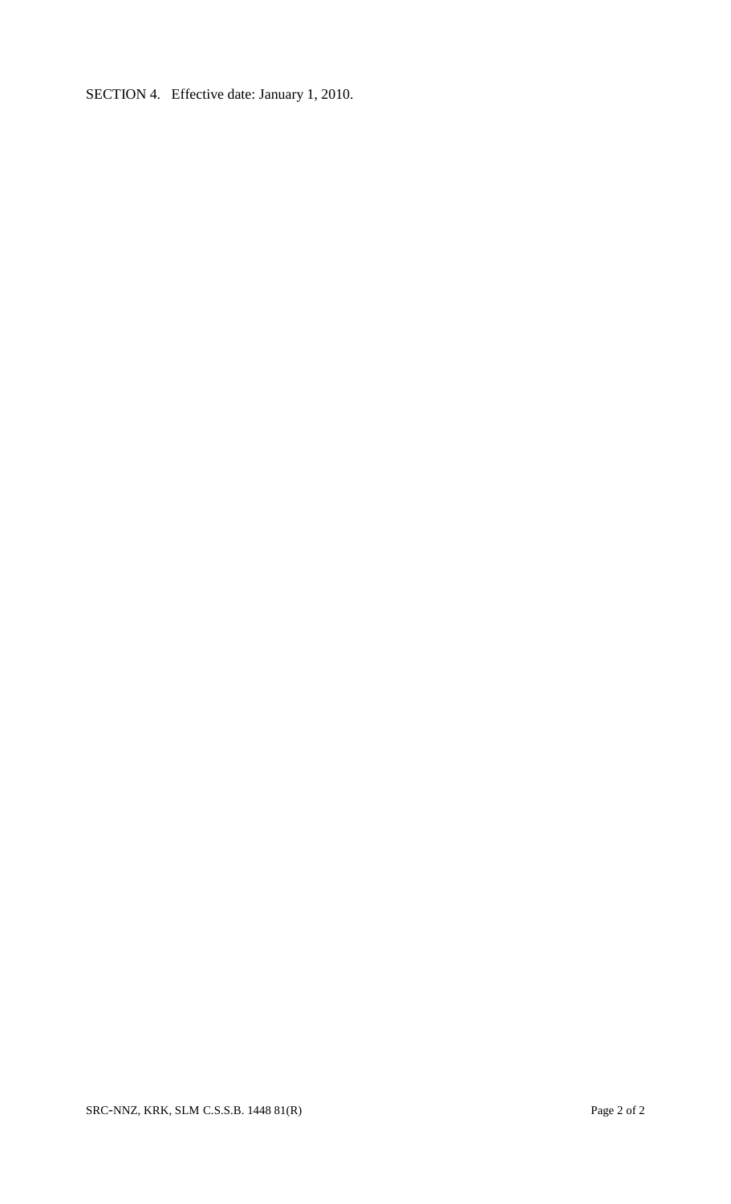SECTION 4. Effective date: January 1, 2010.